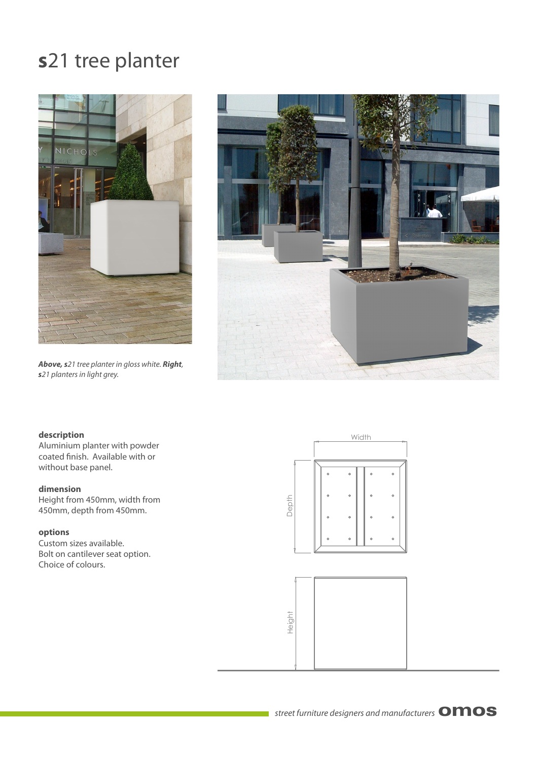# **s**21 tree planter

***Above, s**21 tree planter in gloss white. **Right**, **s**21 planters in light grey.*

**description**
Aluminium planter with powder coated finish. Available with or without base panel.

**dimension**
Height from 450mm, width from 450mm, depth from 450mm.

**options**
Custom sizes available.
Bolt on cantilever seat option.
Choice of colours.

Width

Depth

Height

*street furniture designers and manufacturers* **omos**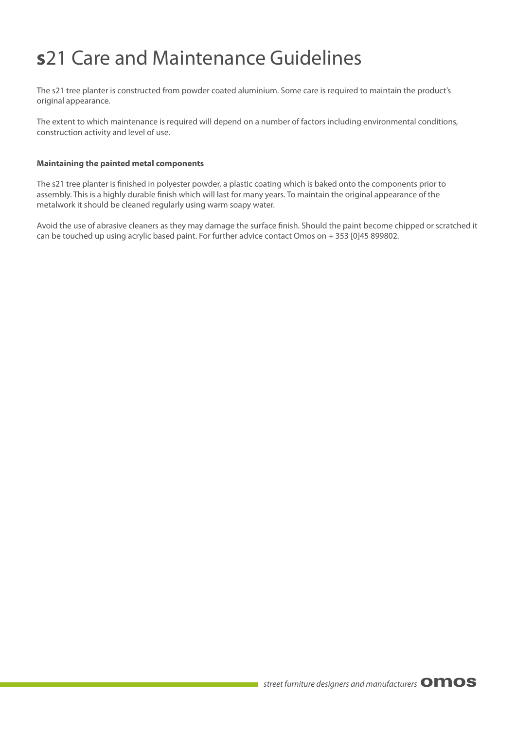# **s**21 Care and Maintenance Guidelines

The s21 tree planter is constructed from powder coated aluminium. Some care is required to maintain the product's original appearance.

The extent to which maintenance is required will depend on a number of factors including environmental conditions, construction activity and level of use.

**Maintaining the painted metal components**

The s21 tree planter is finished in polyester powder, a plastic coating which is baked onto the components prior to assembly. This is a highly durable finish which will last for many years. To maintain the original appearance of the metalwork it should be cleaned regularly using warm soapy water.

Avoid the use of abrasive cleaners as they may damage the surface finish. Should the paint become chipped or scratched it can be touched up using acrylic based paint. For further advice contact Omos on + 353 [0]45 899802.